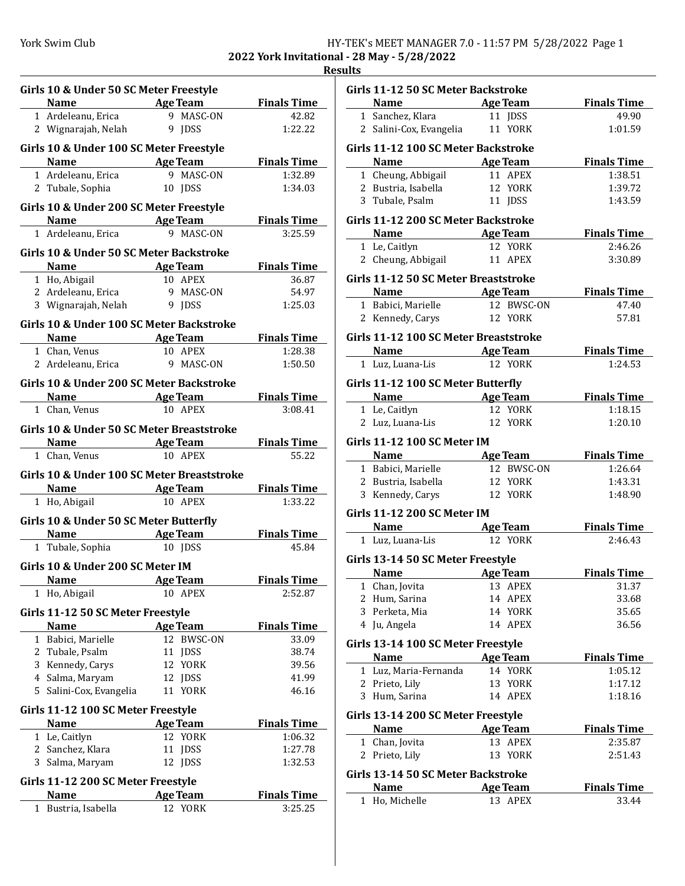## 2022 York Invitational - 28 May - 5/28/2022

### Results

#### Girls 10 & Under 50 SC Meter Freestyle

| | Name | Age | Team | Finals Time |
|---|---|---|---|---|
| 1 | Ardeleanu, Erica | 9 | MASC-ON | 42.82 |
| 2 | Wignarajah, Nelah | 9 | JDSS | 1:22.22 |

#### Girls 10 & Under 100 SC Meter Freestyle

| | Name | Age | Team | Finals Time |
|---|---|---|---|---|
| 1 | Ardeleanu, Erica | 9 | MASC-ON | 1:32.89 |
| 2 | Tubale, Sophia | 10 | JDSS | 1:34.03 |

#### Girls 10 & Under 200 SC Meter Freestyle

| | Name | Age | Team | Finals Time |
|---|---|---|---|---|
| 1 | Ardeleanu, Erica | 9 | MASC-ON | 3:25.59 |

#### Girls 10 & Under 50 SC Meter Backstroke

| | Name | Age | Team | Finals Time |
|---|---|---|---|---|
| 1 | Ho, Abigail | 10 | APEX | 36.87 |
| 2 | Ardeleanu, Erica | 9 | MASC-ON | 54.97 |
| 3 | Wignarajah, Nelah | 9 | JDSS | 1:25.03 |

#### Girls 10 & Under 100 SC Meter Backstroke

| | Name | Age | Team | Finals Time |
|---|---|---|---|---|
| 1 | Chan, Venus | 10 | APEX | 1:28.38 |
| 2 | Ardeleanu, Erica | 9 | MASC-ON | 1:50.50 |

#### Girls 10 & Under 200 SC Meter Backstroke

| | Name | Age | Team | Finals Time |
|---|---|---|---|---|
| 1 | Chan, Venus | 10 | APEX | 3:08.41 |

#### Girls 10 & Under 50 SC Meter Breaststroke

| | Name | Age | Team | Finals Time |
|---|---|---|---|---|
| 1 | Chan, Venus | 10 | APEX | 55.22 |

#### Girls 10 & Under 100 SC Meter Breaststroke

| | Name | Age | Team | Finals Time |
|---|---|---|---|---|
| 1 | Ho, Abigail | 10 | APEX | 1:33.22 |

#### Girls 10 & Under 50 SC Meter Butterfly

| | Name | Age | Team | Finals Time |
|---|---|---|---|---|
| 1 | Tubale, Sophia | 10 | JDSS | 45.84 |

#### Girls 10 & Under 200 SC Meter IM

| | Name | Age | Team | Finals Time |
|---|---|---|---|---|
| 1 | Ho, Abigail | 10 | APEX | 2:52.87 |

#### Girls 11-12 50 SC Meter Freestyle

| | Name | Age | Team | Finals Time |
|---|---|---|---|---|
| 1 | Babici, Marielle | 12 | BWSC-ON | 33.09 |
| 2 | Tubale, Psalm | 11 | JDSS | 38.74 |
| 3 | Kennedy, Carys | 12 | YORK | 39.56 |
| 4 | Salma, Maryam | 12 | JDSS | 41.99 |
| 5 | Salini-Cox, Evangelia | 11 | YORK | 46.16 |

#### Girls 11-12 100 SC Meter Freestyle

| | Name | Age | Team | Finals Time |
|---|---|---|---|---|
| 1 | Le, Caitlyn | 12 | YORK | 1:06.32 |
| 2 | Sanchez, Klara | 11 | JDSS | 1:27.78 |
| 3 | Salma, Maryam | 12 | JDSS | 1:32.53 |

#### Girls 11-12 200 SC Meter Freestyle

| | Name | Age | Team | Finals Time |
|---|---|---|---|---|
| 1 | Bustria, Isabella | 12 | YORK | 3:25.25 |

#### Girls 11-12 50 SC Meter Backstroke

| | Name | Age | Team | Finals Time |
|---|---|---|---|---|
| 1 | Sanchez, Klara | 11 | JDSS | 49.90 |
| 2 | Salini-Cox, Evangelia | 11 | YORK | 1:01.59 |

#### Girls 11-12 100 SC Meter Backstroke

| | Name | Age | Team | Finals Time |
|---|---|---|---|---|
| 1 | Cheung, Abbigail | 11 | APEX | 1:38.51 |
| 2 | Bustria, Isabella | 12 | YORK | 1:39.72 |
| 3 | Tubale, Psalm | 11 | JDSS | 1:43.59 |

#### Girls 11-12 200 SC Meter Backstroke

| | Name | Age | Team | Finals Time |
|---|---|---|---|---|
| 1 | Le, Caitlyn | 12 | YORK | 2:46.26 |
| 2 | Cheung, Abbigail | 11 | APEX | 3:30.89 |

#### Girls 11-12 50 SC Meter Breaststroke

| | Name | Age | Team | Finals Time |
|---|---|---|---|---|
| 1 | Babici, Marielle | 12 | BWSC-ON | 47.40 |
| 2 | Kennedy, Carys | 12 | YORK | 57.81 |

#### Girls 11-12 100 SC Meter Breaststroke

| | Name | Age | Team | Finals Time |
|---|---|---|---|---|
| 1 | Luz, Luana-Lis | 12 | YORK | 1:24.53 |

#### Girls 11-12 100 SC Meter Butterfly

| | Name | Age | Team | Finals Time |
|---|---|---|---|---|
| 1 | Le, Caitlyn | 12 | YORK | 1:18.15 |
| 2 | Luz, Luana-Lis | 12 | YORK | 1:20.10 |

#### Girls 11-12 100 SC Meter IM

| | Name | Age | Team | Finals Time |
|---|---|---|---|---|
| 1 | Babici, Marielle | 12 | BWSC-ON | 1:26.64 |
| 2 | Bustria, Isabella | 12 | YORK | 1:43.31 |
| 3 | Kennedy, Carys | 12 | YORK | 1:48.90 |

#### Girls 11-12 200 SC Meter IM

| | Name | Age | Team | Finals Time |
|---|---|---|---|---|
| 1 | Luz, Luana-Lis | 12 | YORK | 2:46.43 |

#### Girls 13-14 50 SC Meter Freestyle

| | Name | Age | Team | Finals Time |
|---|---|---|---|---|
| 1 | Chan, Jovita | 13 | APEX | 31.37 |
| 2 | Hum, Sarina | 14 | APEX | 33.68 |
| 3 | Perketa, Mia | 14 | YORK | 35.65 |
| 4 | Ju, Angela | 14 | APEX | 36.56 |

#### Girls 13-14 100 SC Meter Freestyle

| | Name | Age | Team | Finals Time |
|---|---|---|---|---|
| 1 | Luz, Maria-Fernanda | 14 | YORK | 1:05.12 |
| 2 | Prieto, Lily | 13 | YORK | 1:17.12 |
| 3 | Hum, Sarina | 14 | APEX | 1:18.16 |

#### Girls 13-14 200 SC Meter Freestyle

| | Name | Age | Team | Finals Time |
|---|---|---|---|---|
| 1 | Chan, Jovita | 13 | APEX | 2:35.87 |
| 2 | Prieto, Lily | 13 | YORK | 2:51.43 |

#### Girls 13-14 50 SC Meter Backstroke

| | Name | Age | Team | Finals Time |
|---|---|---|---|---|
| 1 | Ho, Michelle | 13 | APEX | 33.44 |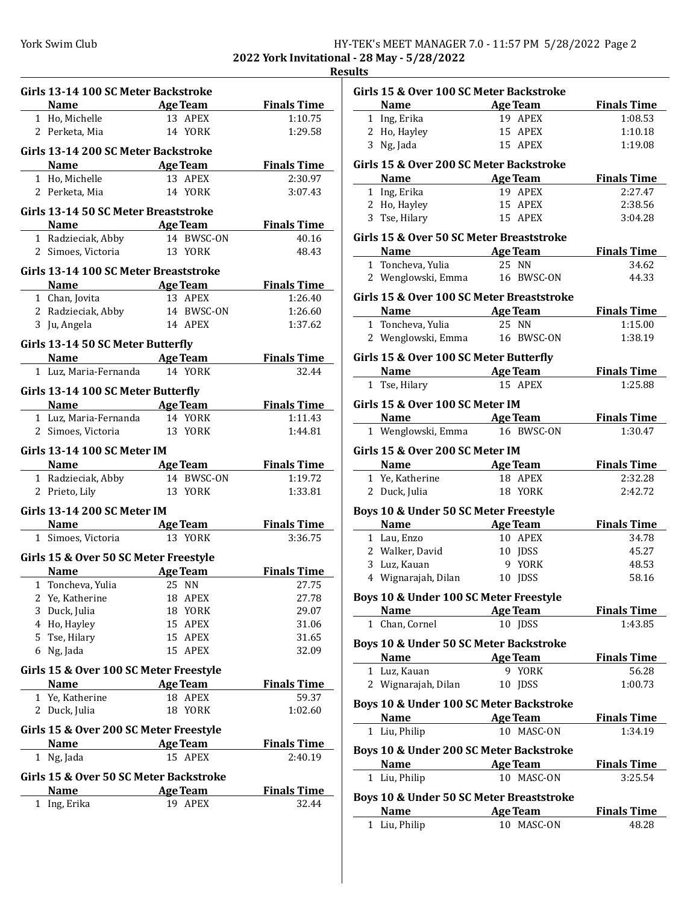## Results

### Girls 13-14 100 SC Meter Backstroke

| | Name | Age | Team | Finals Time |
|---|---|---|---|---|
| 1 | Ho, Michelle | 13 | APEX | 1:10.75 |
| 2 | Perketa, Mia | 14 | YORK | 1:29.58 |

### Girls 13-14 200 SC Meter Backstroke

| | Name | Age | Team | Finals Time |
|---|---|---|---|---|
| 1 | Ho, Michelle | 13 | APEX | 2:30.97 |
| 2 | Perketa, Mia | 14 | YORK | 3:07.43 |

### Girls 13-14 50 SC Meter Breaststroke

| | Name | Age | Team | Finals Time |
|---|---|---|---|---|
| 1 | Radzieciak, Abby | 14 | BWSC-ON | 40.16 |
| 2 | Simoes, Victoria | 13 | YORK | 48.43 |

### Girls 13-14 100 SC Meter Breaststroke

| | Name | Age | Team | Finals Time |
|---|---|---|---|---|
| 1 | Chan, Jovita | 13 | APEX | 1:26.40 |
| 2 | Radzieciak, Abby | 14 | BWSC-ON | 1:26.60 |
| 3 | Ju, Angela | 14 | APEX | 1:37.62 |

### Girls 13-14 50 SC Meter Butterfly

| | Name | Age | Team | Finals Time |
|---|---|---|---|---|
| 1 | Luz, Maria-Fernanda | 14 | YORK | 32.44 |

### Girls 13-14 100 SC Meter Butterfly

| | Name | Age | Team | Finals Time |
|---|---|---|---|---|
| 1 | Luz, Maria-Fernanda | 14 | YORK | 1:11.43 |
| 2 | Simoes, Victoria | 13 | YORK | 1:44.81 |

### Girls 13-14 100 SC Meter IM

| | Name | Age | Team | Finals Time |
|---|---|---|---|---|
| 1 | Radzieciak, Abby | 14 | BWSC-ON | 1:19.72 |
| 2 | Prieto, Lily | 13 | YORK | 1:33.81 |

### Girls 13-14 200 SC Meter IM

| | Name | Age | Team | Finals Time |
|---|---|---|---|---|
| 1 | Simoes, Victoria | 13 | YORK | 3:36.75 |

### Girls 15 & Over 50 SC Meter Freestyle

| | Name | Age | Team | Finals Time |
|---|---|---|---|---|
| 1 | Toncheva, Yulia | 25 | NN | 27.75 |
| 2 | Ye, Katherine | 18 | APEX | 27.78 |
| 3 | Duck, Julia | 18 | YORK | 29.07 |
| 4 | Ho, Hayley | 15 | APEX | 31.06 |
| 5 | Tse, Hilary | 15 | APEX | 31.65 |
| 6 | Ng, Jada | 15 | APEX | 32.09 |

### Girls 15 & Over 100 SC Meter Freestyle

| | Name | Age | Team | Finals Time |
|---|---|---|---|---|
| 1 | Ye, Katherine | 18 | APEX | 59.37 |
| 2 | Duck, Julia | 18 | YORK | 1:02.60 |

### Girls 15 & Over 200 SC Meter Freestyle

| | Name | Age | Team | Finals Time |
|---|---|---|---|---|
| 1 | Ng, Jada | 15 | APEX | 2:40.19 |

### Girls 15 & Over 50 SC Meter Backstroke

| | Name | Age | Team | Finals Time |
|---|---|---|---|---|
| 1 | Ing, Erika | 19 | APEX | 32.44 |

### Girls 15 & Over 100 SC Meter Backstroke

| | Name | Age | Team | Finals Time |
|---|---|---|---|---|
| 1 | Ing, Erika | 19 | APEX | 1:08.53 |
| 2 | Ho, Hayley | 15 | APEX | 1:10.18 |
| 3 | Ng, Jada | 15 | APEX | 1:19.08 |

### Girls 15 & Over 200 SC Meter Backstroke

| | Name | Age | Team | Finals Time |
|---|---|---|---|---|
| 1 | Ing, Erika | 19 | APEX | 2:27.47 |
| 2 | Ho, Hayley | 15 | APEX | 2:38.56 |
| 3 | Tse, Hilary | 15 | APEX | 3:04.28 |

### Girls 15 & Over 50 SC Meter Breaststroke

| | Name | Age | Team | Finals Time |
|---|---|---|---|---|
| 1 | Toncheva, Yulia | 25 | NN | 34.62 |
| 2 | Wenglowski, Emma | 16 | BWSC-ON | 44.33 |

### Girls 15 & Over 100 SC Meter Breaststroke

| | Name | Age | Team | Finals Time |
|---|---|---|---|---|
| 1 | Toncheva, Yulia | 25 | NN | 1:15.00 |
| 2 | Wenglowski, Emma | 16 | BWSC-ON | 1:38.19 |

### Girls 15 & Over 100 SC Meter Butterfly

| | Name | Age | Team | Finals Time |
|---|---|---|---|---|
| 1 | Tse, Hilary | 15 | APEX | 1:25.88 |

### Girls 15 & Over 100 SC Meter IM

| | Name | Age | Team | Finals Time |
|---|---|---|---|---|
| 1 | Wenglowski, Emma | 16 | BWSC-ON | 1:30.47 |

### Girls 15 & Over 200 SC Meter IM

| | Name | Age | Team | Finals Time |
|---|---|---|---|---|
| 1 | Ye, Katherine | 18 | APEX | 2:32.28 |
| 2 | Duck, Julia | 18 | YORK | 2:42.72 |

### Boys 10 & Under 50 SC Meter Freestyle

| | Name | Age | Team | Finals Time |
|---|---|---|---|---|
| 1 | Lau, Enzo | 10 | APEX | 34.78 |
| 2 | Walker, David | 10 | JDSS | 45.27 |
| 3 | Luz, Kauan | 9 | YORK | 48.53 |
| 4 | Wignarajah, Dilan | 10 | JDSS | 58.16 |

### Boys 10 & Under 100 SC Meter Freestyle

| | Name | Age | Team | Finals Time |
|---|---|---|---|---|
| 1 | Chan, Cornel | 10 | JDSS | 1:43.85 |

### Boys 10 & Under 50 SC Meter Backstroke

| | Name | Age | Team | Finals Time |
|---|---|---|---|---|
| 1 | Luz, Kauan | 9 | YORK | 56.28 |
| 2 | Wignarajah, Dilan | 10 | JDSS | 1:00.73 |

### Boys 10 & Under 100 SC Meter Backstroke

| | Name | Age | Team | Finals Time |
|---|---|---|---|---|
| 1 | Liu, Philip | 10 | MASC-ON | 1:34.19 |

### Boys 10 & Under 200 SC Meter Backstroke

| | Name | Age | Team | Finals Time |
|---|---|---|---|---|
| 1 | Liu, Philip | 10 | MASC-ON | 3:25.54 |

### Boys 10 & Under 50 SC Meter Breaststroke

| | Name | Age | Team | Finals Time |
|---|---|---|---|---|
| 1 | Liu, Philip | 10 | MASC-ON | 48.28 |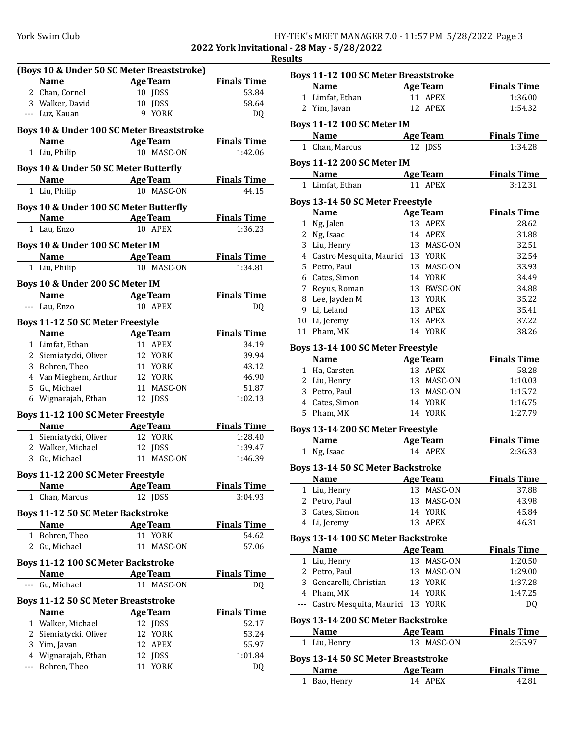## Results

### (Boys 10 & Under 50 SC Meter Breaststroke)

| | Name | Age | Team | Finals Time |
|---|---|---|---|---|
| 2 | Chan, Cornel | 10 | JDSS | 53.84 |
| 3 | Walker, David | 10 | JDSS | 58.64 |
| --- | Luz, Kauan | 9 | YORK | DQ |

### Boys 10 & Under 100 SC Meter Breaststroke

| | Name | Age | Team | Finals Time |
|---|---|---|---|---|
| 1 | Liu, Philip | 10 | MASC-ON | 1:42.06 |

### Boys 10 & Under 50 SC Meter Butterfly

| | Name | Age | Team | Finals Time |
|---|---|---|---|---|
| 1 | Liu, Philip | 10 | MASC-ON | 44.15 |

### Boys 10 & Under 100 SC Meter Butterfly

| | Name | Age | Team | Finals Time |
|---|---|---|---|---|
| 1 | Lau, Enzo | 10 | APEX | 1:36.23 |

### Boys 10 & Under 100 SC Meter IM

| | Name | Age | Team | Finals Time |
|---|---|---|---|---|
| 1 | Liu, Philip | 10 | MASC-ON | 1:34.81 |

### Boys 10 & Under 200 SC Meter IM

| | Name | Age | Team | Finals Time |
|---|---|---|---|---|
| --- | Lau, Enzo | 10 | APEX | DQ |

### Boys 11-12 50 SC Meter Freestyle

| | Name | Age | Team | Finals Time |
|---|---|---|---|---|
| 1 | Limfat, Ethan | 11 | APEX | 34.19 |
| 2 | Siemiatycki, Oliver | 12 | YORK | 39.94 |
| 3 | Bohren, Theo | 11 | YORK | 43.12 |
| 4 | Van Mieghem, Arthur | 12 | YORK | 46.90 |
| 5 | Gu, Michael | 11 | MASC-ON | 51.87 |
| 6 | Wignarajah, Ethan | 12 | JDSS | 1:02.13 |

### Boys 11-12 100 SC Meter Freestyle

| | Name | Age | Team | Finals Time |
|---|---|---|---|---|
| 1 | Siemiatycki, Oliver | 12 | YORK | 1:28.40 |
| 2 | Walker, Michael | 12 | JDSS | 1:39.47 |
| 3 | Gu, Michael | 11 | MASC-ON | 1:46.39 |

### Boys 11-12 200 SC Meter Freestyle

| | Name | Age | Team | Finals Time |
|---|---|---|---|---|
| 1 | Chan, Marcus | 12 | JDSS | 3:04.93 |

### Boys 11-12 50 SC Meter Backstroke

| | Name | Age | Team | Finals Time |
|---|---|---|---|---|
| 1 | Bohren, Theo | 11 | YORK | 54.62 |
| 2 | Gu, Michael | 11 | MASC-ON | 57.06 |

### Boys 11-12 100 SC Meter Backstroke

| | Name | Age | Team | Finals Time |
|---|---|---|---|---|
| --- | Gu, Michael | 11 | MASC-ON | DQ |

### Boys 11-12 50 SC Meter Breaststroke

| | Name | Age | Team | Finals Time |
|---|---|---|---|---|
| 1 | Walker, Michael | 12 | JDSS | 52.17 |
| 2 | Siemiatycki, Oliver | 12 | YORK | 53.24 |
| 3 | Yim, Javan | 12 | APEX | 55.97 |
| 4 | Wignarajah, Ethan | 12 | JDSS | 1:01.84 |
| --- | Bohren, Theo | 11 | YORK | DQ |

### Boys 11-12 100 SC Meter Breaststroke

| | Name | Age | Team | Finals Time |
|---|---|---|---|---|
| 1 | Limfat, Ethan | 11 | APEX | 1:36.00 |
| 2 | Yim, Javan | 12 | APEX | 1:54.32 |

### Boys 11-12 100 SC Meter IM

| | Name | Age | Team | Finals Time |
|---|---|---|---|---|
| 1 | Chan, Marcus | 12 | JDSS | 1:34.28 |

### Boys 11-12 200 SC Meter IM

| | Name | Age | Team | Finals Time |
|---|---|---|---|---|
| 1 | Limfat, Ethan | 11 | APEX | 3:12.31 |

### Boys 13-14 50 SC Meter Freestyle

| | Name | Age | Team | Finals Time |
|---|---|---|---|---|
| 1 | Ng, Jalen | 13 | APEX | 28.62 |
| 2 | Ng, Isaac | 14 | APEX | 31.88 |
| 3 | Liu, Henry | 13 | MASC-ON | 32.51 |
| 4 | Castro Mesquita, Maurici | 13 | YORK | 32.54 |
| 5 | Petro, Paul | 13 | MASC-ON | 33.93 |
| 6 | Cates, Simon | 14 | YORK | 34.49 |
| 7 | Reyus, Roman | 13 | BWSC-ON | 34.88 |
| 8 | Lee, Jayden M | 13 | YORK | 35.22 |
| 9 | Li, Leland | 13 | APEX | 35.41 |
| 10 | Li, Jeremy | 13 | APEX | 37.22 |
| 11 | Pham, MK | 14 | YORK | 38.26 |

### Boys 13-14 100 SC Meter Freestyle

| | Name | Age | Team | Finals Time |
|---|---|---|---|---|
| 1 | Ha, Carsten | 13 | APEX | 58.28 |
| 2 | Liu, Henry | 13 | MASC-ON | 1:10.03 |
| 3 | Petro, Paul | 13 | MASC-ON | 1:15.72 |
| 4 | Cates, Simon | 14 | YORK | 1:16.75 |
| 5 | Pham, MK | 14 | YORK | 1:27.79 |

### Boys 13-14 200 SC Meter Freestyle

| | Name | Age | Team | Finals Time |
|---|---|---|---|---|
| 1 | Ng, Isaac | 14 | APEX | 2:36.33 |

### Boys 13-14 50 SC Meter Backstroke

| | Name | Age | Team | Finals Time |
|---|---|---|---|---|
| 1 | Liu, Henry | 13 | MASC-ON | 37.88 |
| 2 | Petro, Paul | 13 | MASC-ON | 43.98 |
| 3 | Cates, Simon | 14 | YORK | 45.84 |
| 4 | Li, Jeremy | 13 | APEX | 46.31 |

### Boys 13-14 100 SC Meter Backstroke

| | Name | Age | Team | Finals Time |
|---|---|---|---|---|
| 1 | Liu, Henry | 13 | MASC-ON | 1:20.50 |
| 2 | Petro, Paul | 13 | MASC-ON | 1:29.00 |
| 3 | Gencarelli, Christian | 13 | YORK | 1:37.28 |
| 4 | Pham, MK | 14 | YORK | 1:47.25 |
| --- | Castro Mesquita, Maurici | 13 | YORK | DQ |

### Boys 13-14 200 SC Meter Backstroke

| | Name | Age | Team | Finals Time |
|---|---|---|---|---|
| 1 | Liu, Henry | 13 | MASC-ON | 2:55.97 |

### Boys 13-14 50 SC Meter Breaststroke

| | Name | Age | Team | Finals Time |
|---|---|---|---|---|
| 1 | Bao, Henry | 14 | APEX | 42.81 |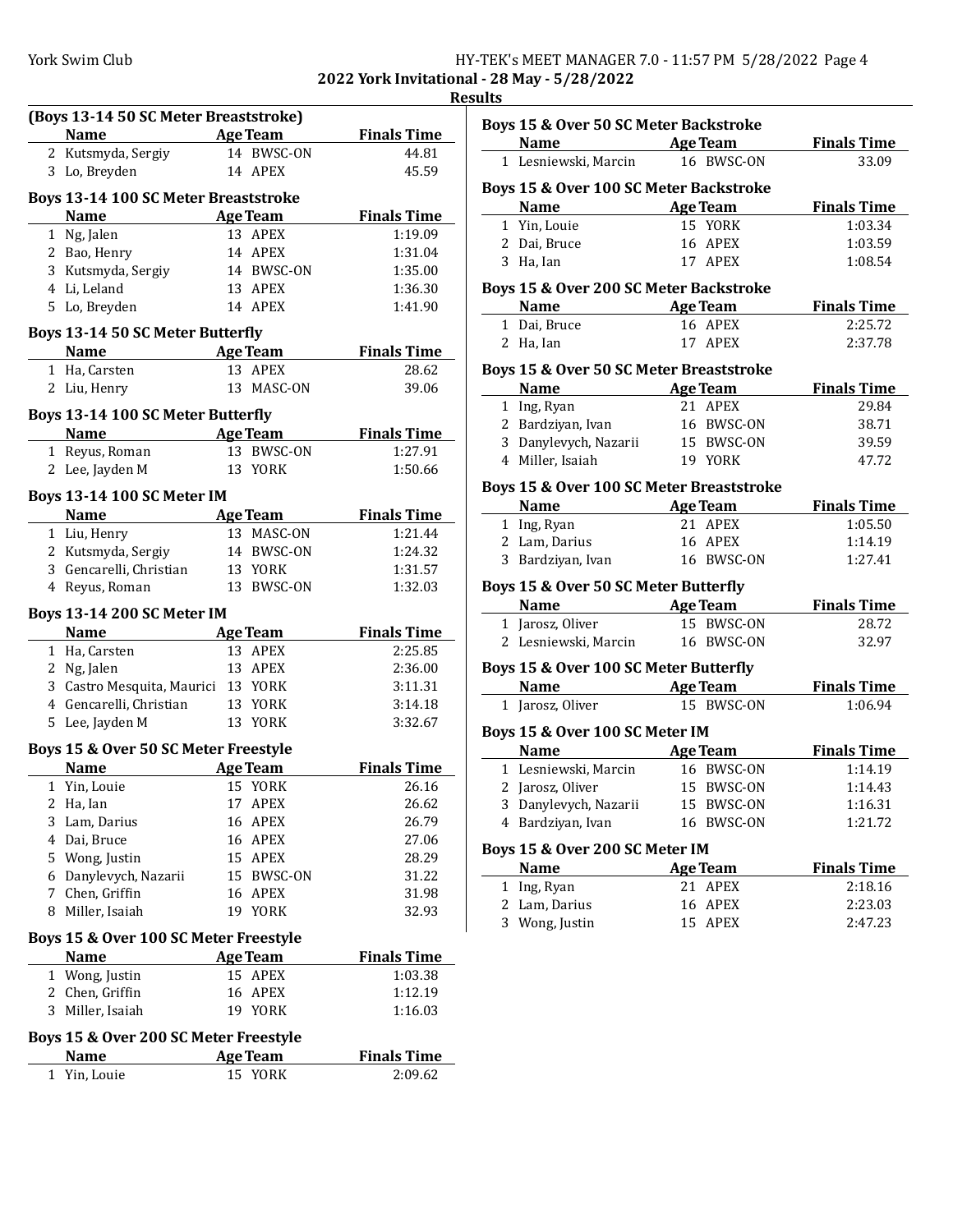**Results**

### (Boys 13-14 50 SC Meter Breaststroke)

| | Name | Age | Team | Finals Time |
|---|---|---|---|---|
| 2 | Kutsmyda, Sergiy | 14 | BWSC-ON | 44.81 |
| 3 | Lo, Breyden | 14 | APEX | 45.59 |

### Boys 13-14 100 SC Meter Breaststroke

| | Name | Age | Team | Finals Time |
|---|---|---|---|---|
| 1 | Ng, Jalen | 13 | APEX | 1:19.09 |
| 2 | Bao, Henry | 14 | APEX | 1:31.04 |
| 3 | Kutsmyda, Sergiy | 14 | BWSC-ON | 1:35.00 |
| 4 | Li, Leland | 13 | APEX | 1:36.30 |
| 5 | Lo, Breyden | 14 | APEX | 1:41.90 |

### Boys 13-14 50 SC Meter Butterfly

| | Name | Age | Team | Finals Time |
|---|---|---|---|---|
| 1 | Ha, Carsten | 13 | APEX | 28.62 |
| 2 | Liu, Henry | 13 | MASC-ON | 39.06 |

### Boys 13-14 100 SC Meter Butterfly

| | Name | Age | Team | Finals Time |
|---|---|---|---|---|
| 1 | Reyus, Roman | 13 | BWSC-ON | 1:27.91 |
| 2 | Lee, Jayden M | 13 | YORK | 1:50.66 |

### Boys 13-14 100 SC Meter IM

| | Name | Age | Team | Finals Time |
|---|---|---|---|---|
| 1 | Liu, Henry | 13 | MASC-ON | 1:21.44 |
| 2 | Kutsmyda, Sergiy | 14 | BWSC-ON | 1:24.32 |
| 3 | Gencarelli, Christian | 13 | YORK | 1:31.57 |
| 4 | Reyus, Roman | 13 | BWSC-ON | 1:32.03 |

### Boys 13-14 200 SC Meter IM

| | Name | Age | Team | Finals Time |
|---|---|---|---|---|
| 1 | Ha, Carsten | 13 | APEX | 2:25.85 |
| 2 | Ng, Jalen | 13 | APEX | 2:36.00 |
| 3 | Castro Mesquita, Maurici | 13 | YORK | 3:11.31 |
| 4 | Gencarelli, Christian | 13 | YORK | 3:14.18 |
| 5 | Lee, Jayden M | 13 | YORK | 3:32.67 |

### Boys 15 & Over 50 SC Meter Freestyle

| | Name | Age | Team | Finals Time |
|---|---|---|---|---|
| 1 | Yin, Louie | 15 | YORK | 26.16 |
| 2 | Ha, Ian | 17 | APEX | 26.62 |
| 3 | Lam, Darius | 16 | APEX | 26.79 |
| 4 | Dai, Bruce | 16 | APEX | 27.06 |
| 5 | Wong, Justin | 15 | APEX | 28.29 |
| 6 | Danylevych, Nazarii | 15 | BWSC-ON | 31.22 |
| 7 | Chen, Griffin | 16 | APEX | 31.98 |
| 8 | Miller, Isaiah | 19 | YORK | 32.93 |

### Boys 15 & Over 100 SC Meter Freestyle

| | Name | Age | Team | Finals Time |
|---|---|---|---|---|
| 1 | Wong, Justin | 15 | APEX | 1:03.38 |
| 2 | Chen, Griffin | 16 | APEX | 1:12.19 |
| 3 | Miller, Isaiah | 19 | YORK | 1:16.03 |

### Boys 15 & Over 200 SC Meter Freestyle

| | Name | Age | Team | Finals Time |
|---|---|---|---|---|
| 1 | Yin, Louie | 15 | YORK | 2:09.62 |

### Boys 15 & Over 50 SC Meter Backstroke

| | Name | Age | Team | Finals Time |
|---|---|---|---|---|
| 1 | Lesniewski, Marcin | 16 | BWSC-ON | 33.09 |

### Boys 15 & Over 100 SC Meter Backstroke

| | Name | Age | Team | Finals Time |
|---|---|---|---|---|
| 1 | Yin, Louie | 15 | YORK | 1:03.34 |
| 2 | Dai, Bruce | 16 | APEX | 1:03.59 |
| 3 | Ha, Ian | 17 | APEX | 1:08.54 |

### Boys 15 & Over 200 SC Meter Backstroke

| | Name | Age | Team | Finals Time |
|---|---|---|---|---|
| 1 | Dai, Bruce | 16 | APEX | 2:25.72 |
| 2 | Ha, Ian | 17 | APEX | 2:37.78 |

### Boys 15 & Over 50 SC Meter Breaststroke

| | Name | Age | Team | Finals Time |
|---|---|---|---|---|
| 1 | Ing, Ryan | 21 | APEX | 29.84 |
| 2 | Bardziyan, Ivan | 16 | BWSC-ON | 38.71 |
| 3 | Danylevych, Nazarii | 15 | BWSC-ON | 39.59 |
| 4 | Miller, Isaiah | 19 | YORK | 47.72 |

### Boys 15 & Over 100 SC Meter Breaststroke

| | Name | Age | Team | Finals Time |
|---|---|---|---|---|
| 1 | Ing, Ryan | 21 | APEX | 1:05.50 |
| 2 | Lam, Darius | 16 | APEX | 1:14.19 |
| 3 | Bardziyan, Ivan | 16 | BWSC-ON | 1:27.41 |

### Boys 15 & Over 50 SC Meter Butterfly

| | Name | Age | Team | Finals Time |
|---|---|---|---|---|
| 1 | Jarosz, Oliver | 15 | BWSC-ON | 28.72 |
| 2 | Lesniewski, Marcin | 16 | BWSC-ON | 32.97 |

### Boys 15 & Over 100 SC Meter Butterfly

| | Name | Age | Team | Finals Time |
|---|---|---|---|---|
| 1 | Jarosz, Oliver | 15 | BWSC-ON | 1:06.94 |

### Boys 15 & Over 100 SC Meter IM

| | Name | Age | Team | Finals Time |
|---|---|---|---|---|
| 1 | Lesniewski, Marcin | 16 | BWSC-ON | 1:14.19 |
| 2 | Jarosz, Oliver | 15 | BWSC-ON | 1:14.43 |
| 3 | Danylevych, Nazarii | 15 | BWSC-ON | 1:16.31 |
| 4 | Bardziyan, Ivan | 16 | BWSC-ON | 1:21.72 |

### Boys 15 & Over 200 SC Meter IM

| | Name | Age | Team | Finals Time |
|---|---|---|---|---|
| 1 | Ing, Ryan | 21 | APEX | 2:18.16 |
| 2 | Lam, Darius | 16 | APEX | 2:23.03 |
| 3 | Wong, Justin | 15 | APEX | 2:47.23 |